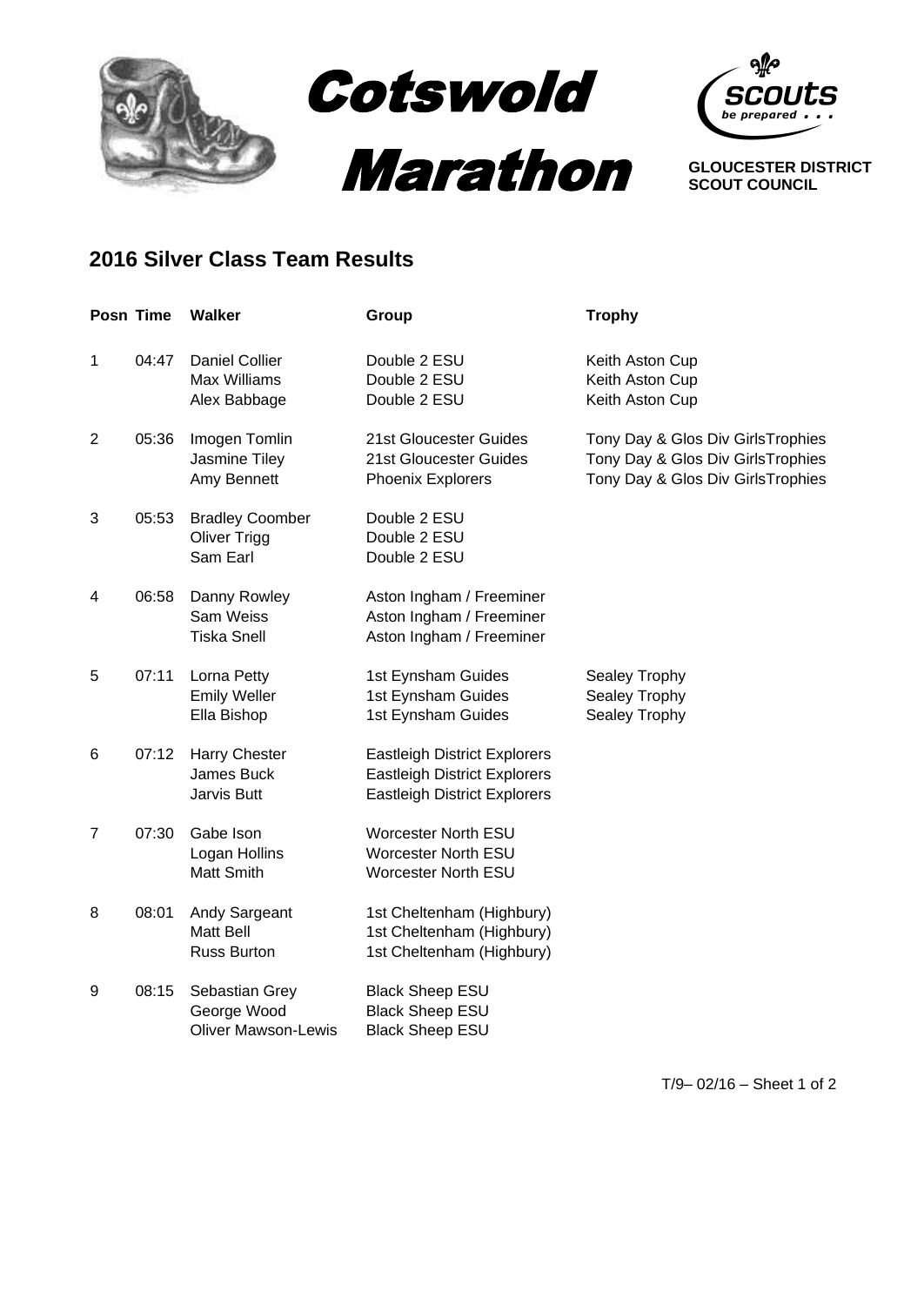# Cotswold Marathon

GLOUCESTER DISTRICT SCOUT COUNCIL

## 2016 Silver Class Team Results

| Posn | Time | Walker | Group | Trophy |
|---|---|---|---|---|
| 1 | 04:47 | Daniel Collier | Double 2 ESU | Keith Aston Cup |
| | | Max Williams | Double 2 ESU | Keith Aston Cup |
| | | Alex Babbage | Double 2 ESU | Keith Aston Cup |
| 2 | 05:36 | Imogen Tomlin | 21st Gloucester Guides | Tony Day & Glos Div GirlsTrophies |
| | | Jasmine Tiley | 21st Gloucester Guides | Tony Day & Glos Div GirlsTrophies |
| | | Amy Bennett | Phoenix Explorers | Tony Day & Glos Div GirlsTrophies |
| 3 | 05:53 | Bradley Coomber | Double 2 ESU | |
| | | Oliver Trigg | Double 2 ESU | |
| | | Sam Earl | Double 2 ESU | |
| 4 | 06:58 | Danny Rowley | Aston Ingham / Freeminer | |
| | | Sam Weiss | Aston Ingham / Freeminer | |
| | | Tiska Snell | Aston Ingham / Freeminer | |
| 5 | 07:11 | Lorna Petty | 1st Eynsham Guides | Sealey Trophy |
| | | Emily Weller | 1st Eynsham Guides | Sealey Trophy |
| | | Ella Bishop | 1st Eynsham Guides | Sealey Trophy |
| 6 | 07:12 | Harry Chester | Eastleigh District Explorers | |
| | | James Buck | Eastleigh District Explorers | |
| | | Jarvis Butt | Eastleigh District Explorers | |
| 7 | 07:30 | Gabe Ison | Worcester North ESU | |
| | | Logan Hollins | Worcester North ESU | |
| | | Matt Smith | Worcester North ESU | |
| 8 | 08:01 | Andy Sargeant | 1st Cheltenham (Highbury) | |
| | | Matt Bell | 1st Cheltenham (Highbury) | |
| | | Russ Burton | 1st Cheltenham (Highbury) | |
| 9 | 08:15 | Sebastian Grey | Black Sheep ESU | |
| | | George Wood | Black Sheep ESU | |
| | | Oliver Mawson-Lewis | Black Sheep ESU | |

T/9– 02/16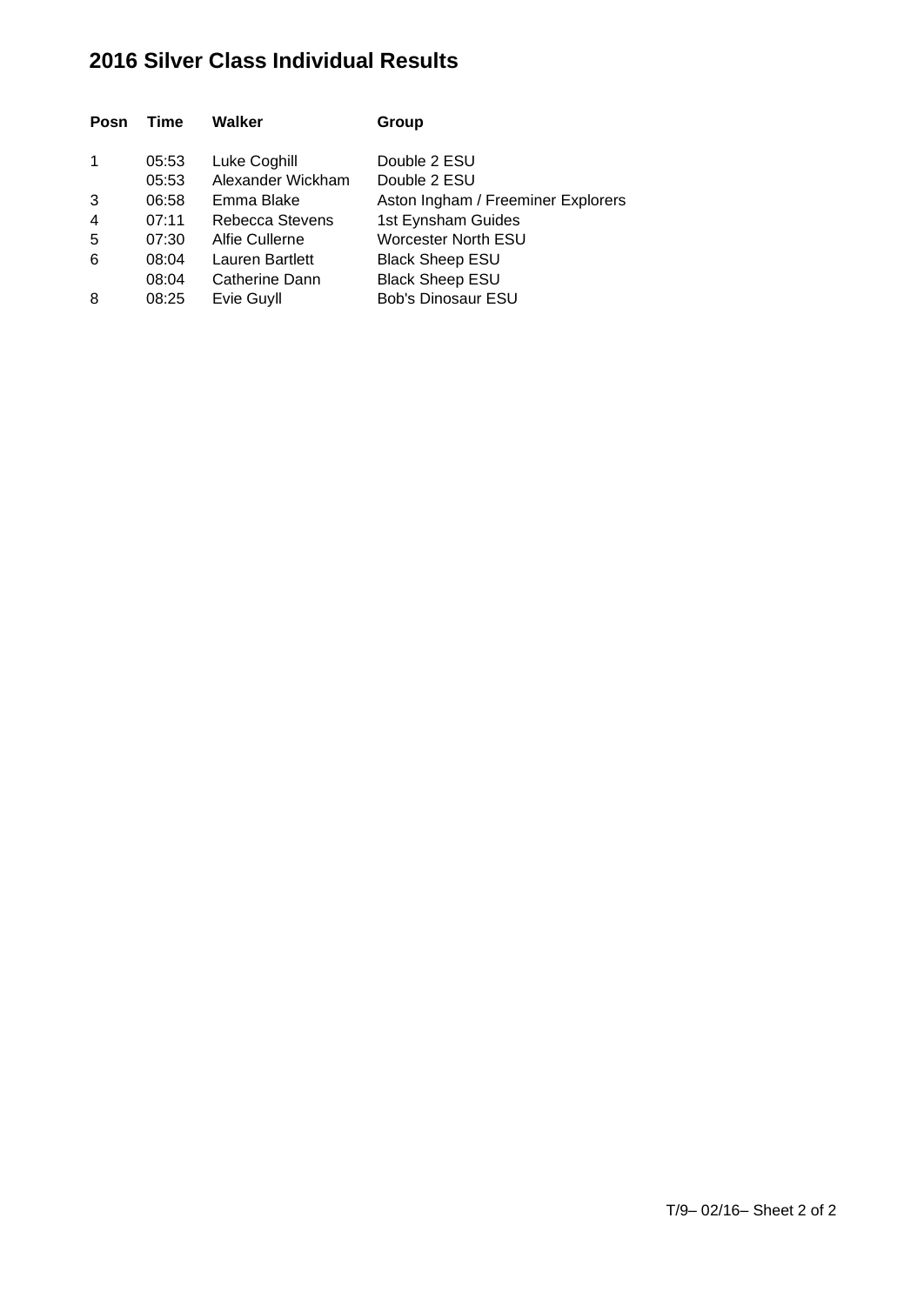# 2016 Silver Class Individual Results

| Posn | Time | Walker | Group |
|---|---|---|---|
| 1 | 05:53 | Luke Coghill | Double 2 ESU |
| | 05:53 | Alexander Wickham | Double 2 ESU |
| 3 | 06:58 | Emma Blake | Aston Ingham / Freeminer Explorers |
| 4 | 07:11 | Rebecca Stevens | 1st Eynsham Guides |
| 5 | 07:30 | Alfie Cullerne | Worcester North ESU |
| 6 | 08:04 | Lauren Bartlett | Black Sheep ESU |
| | 08:04 | Catherine Dann | Black Sheep ESU |
| 8 | 08:25 | Evie Guyll | Bob's Dinosaur ESU |

T/9– 02/16– Sheet 2 of 2